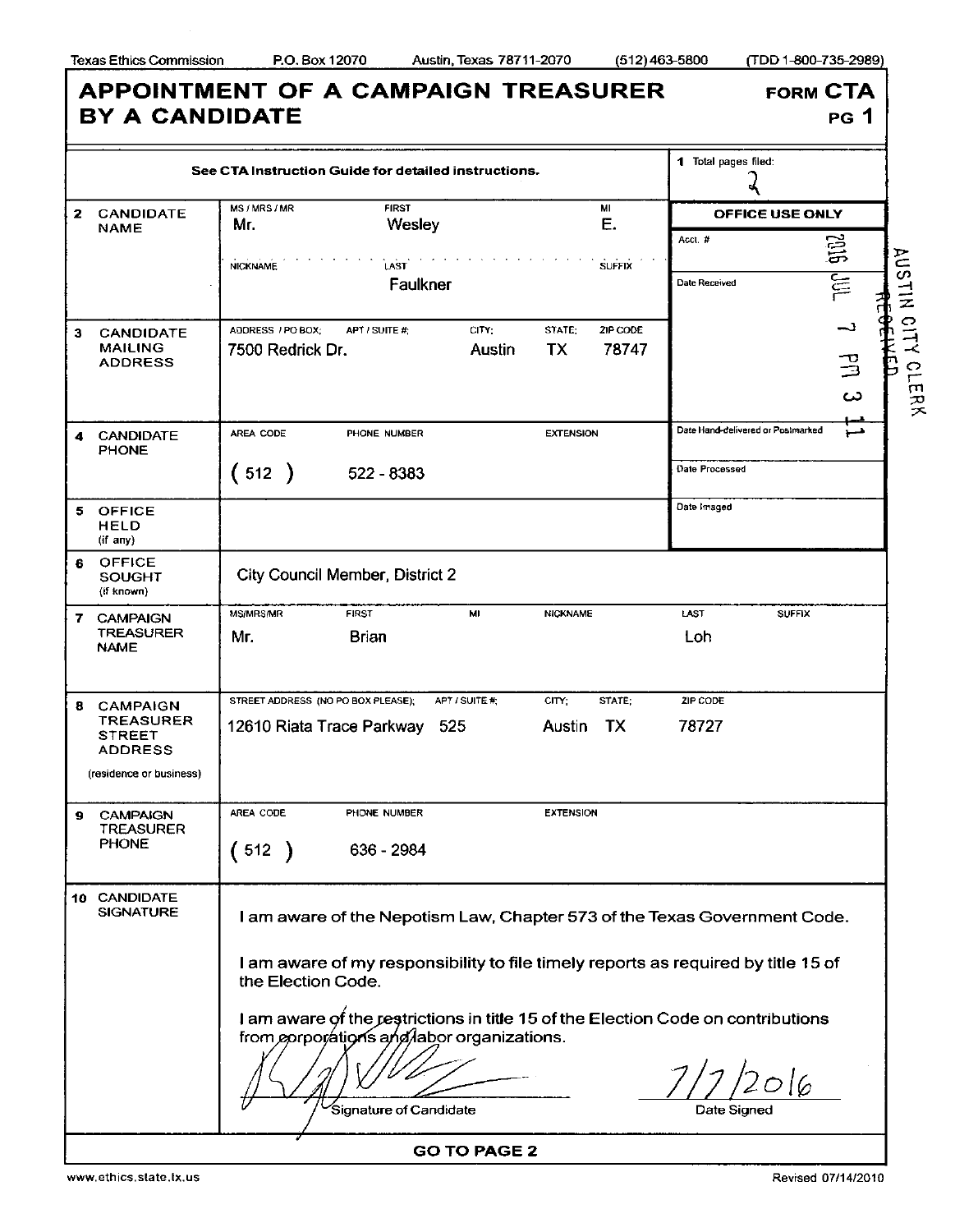Texas Ethics Commission P.O. Box 12070 Austin, Texas 78711-2070 (512) 463-5800 (TDD 1-800-735-2989)

# APPOINTMENT OF A CAMPAIGN TREASURER BY A CANDIDATE

**FORM CTA**
**PG 1**

| | See CTA Instruction Guide for detailed instructions. | 1 Total pages filed: 2 |
|---|---|---|
| 2 CANDIDATE NAME | MS / MRS / MR: Mr. FIRST: Wesley MI: E. NICKNAME: LAST: Faulkner SUFFIX: | **OFFICE USE ONLY** Acct. # Date Received: 2016 JUL 7 PM 3 11 RECEIVED AUSTIN CITY CLERK |
| 3 CANDIDATE MAILING ADDRESS | ADDRESS / PO BOX: 7500 Redrick Dr. APT / SUITE #: CITY: Austin STATE: TX ZIP CODE: 78747 | |
| 4 CANDIDATE PHONE | AREA CODE: (512) PHONE NUMBER: 522 - 8383 EXTENSION: | Date Hand-delivered or Postmarked; Date Processed |
| 5 OFFICE HELD (if any) | | Date Imaged |
| 6 OFFICE SOUGHT (if known) | City Council Member, District 2 | |
| 7 CAMPAIGN TREASURER NAME | MS/MRS/MR: Mr. FIRST: Brian MI: NICKNAME: LAST: Loh SUFFIX: | |
| 8 CAMPAIGN TREASURER STREET ADDRESS (residence or business) | STREET ADDRESS (NO PO BOX PLEASE): 12610 Riata Trace Parkway APT / SUITE #: 525 CITY: Austin STATE: TX ZIP CODE: 78727 | |
| 9 CAMPAIGN TREASURER PHONE | AREA CODE: (512) PHONE NUMBER: 636 - 2984 EXTENSION: | |

**10 CANDIDATE SIGNATURE**

I am aware of the Nepotism Law, Chapter 573 of the Texas Government Code.

I am aware of my responsibility to file timely reports as required by title 15 of the Election Code.

I am aware of the restrictions in title 15 of the Election Code on contributions from corporations and labor organizations.

Signature of Candidate: [signature]

Date Signed: 7/7/2016

**GO TO PAGE 2**

www.ethics.state.tx.us Revised 07/14/2010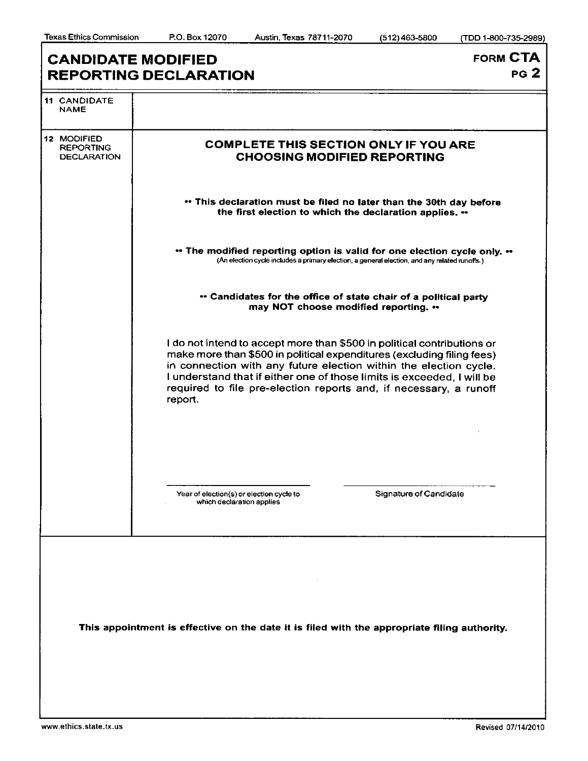Texas Ethics Commission P.O. Box 12070 Austin, Texas 78711-2070 (512) 463-5800 (TDD 1-800-735-2989)

# CANDIDATE MODIFIED REPORTING DECLARATION

**FORM CTA**
**PG 2**

| | |
|---|---|
| 11 CANDIDATE NAME | |
| 12 MODIFIED REPORTING DECLARATION | **COMPLETE THIS SECTION ONLY IF YOU ARE CHOOSING MODIFIED REPORTING** |

**•• This declaration must be filed no later than the 30th day before the first election to which the declaration applies. ••**

**•• The modified reporting option is valid for one election cycle only. ••**
(An election cycle includes a primary election, a general election, and any related runoffs.)

**•• Candidates for the office of state chair of a political party may NOT choose modified reporting. ••**

I do not intend to accept more than $500 in political contributions or make more than $500 in political expenditures (excluding filing fees) in connection with any future election within the election cycle. I understand that if either one of those limits is exceeded, I will be required to file pre-election reports and, if necessary, a runoff report.

\_\_\_\_\_\_\_\_\_\_\_\_\_\_\_\_\_\_\_\_\_\_\_\_ Year of election(s) or election cycle to which declaration applies

\_\_\_\_\_\_\_\_\_\_\_\_\_\_\_\_\_\_\_\_\_\_\_\_ Signature of Candidate

**This appointment is effective on the date it is filed with the appropriate filing authority.**

www.ethics.state.tx.us Revised 07/14/2010